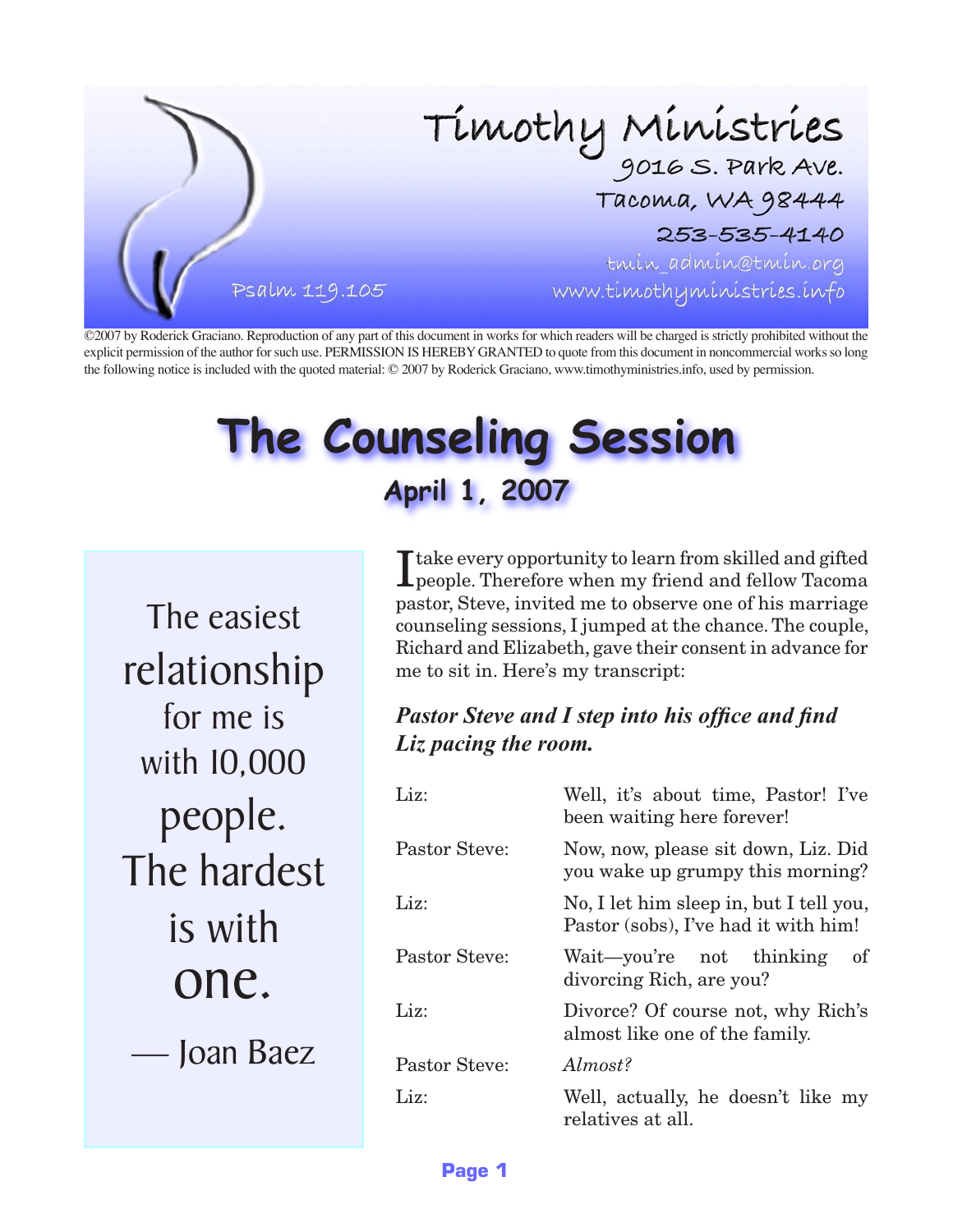Timothy Ministries
9016 S. Park Ave.
Tacoma, WA 98444
253-535-4140
tmin_admin@tmin.org
www.timothyministries.info

Psalm 119.105

©2007 by Roderick Graciano. Reproduction of any part of this document in works for which readers will be charged is strictly prohibited without the explicit permission of the author for such use. PERMISSION IS HEREBY GRANTED to quote from this document in noncommercial works so long the following notice is included with the quoted material: © 2007 by Roderick Graciano, www.timothyministries.info, used by permission.

# The Counseling Session

## April 1, 2007

> The easiest relationship for me is with 10,000 people. The hardest is with one.
>
> — Joan Baez

I take every opportunity to learn from skilled and gifted people. Therefore when my friend and fellow Tacoma pastor, Steve, invited me to observe one of his marriage counseling sessions, I jumped at the chance. The couple, Richard and Elizabeth, gave their consent in advance for me to sit in. Here's my transcript:

***Pastor Steve and I step into his office and find Liz pacing the room.***

| | |
|---|---|
| Liz: | Well, it's about time, Pastor! I've been waiting here forever! |
| Pastor Steve: | Now, now, please sit down, Liz. Did you wake up grumpy this morning? |
| Liz: | No, I let him sleep in, but I tell you, Pastor (sobs), I've had it with him! |
| Pastor Steve: | Wait—you're not thinking of divorcing Rich, are you? |
| Liz: | Divorce? Of course not, why Rich's almost like one of the family. |
| Pastor Steve: | *Almost?* |
| Liz: | Well, actually, he doesn't like my relatives at all. |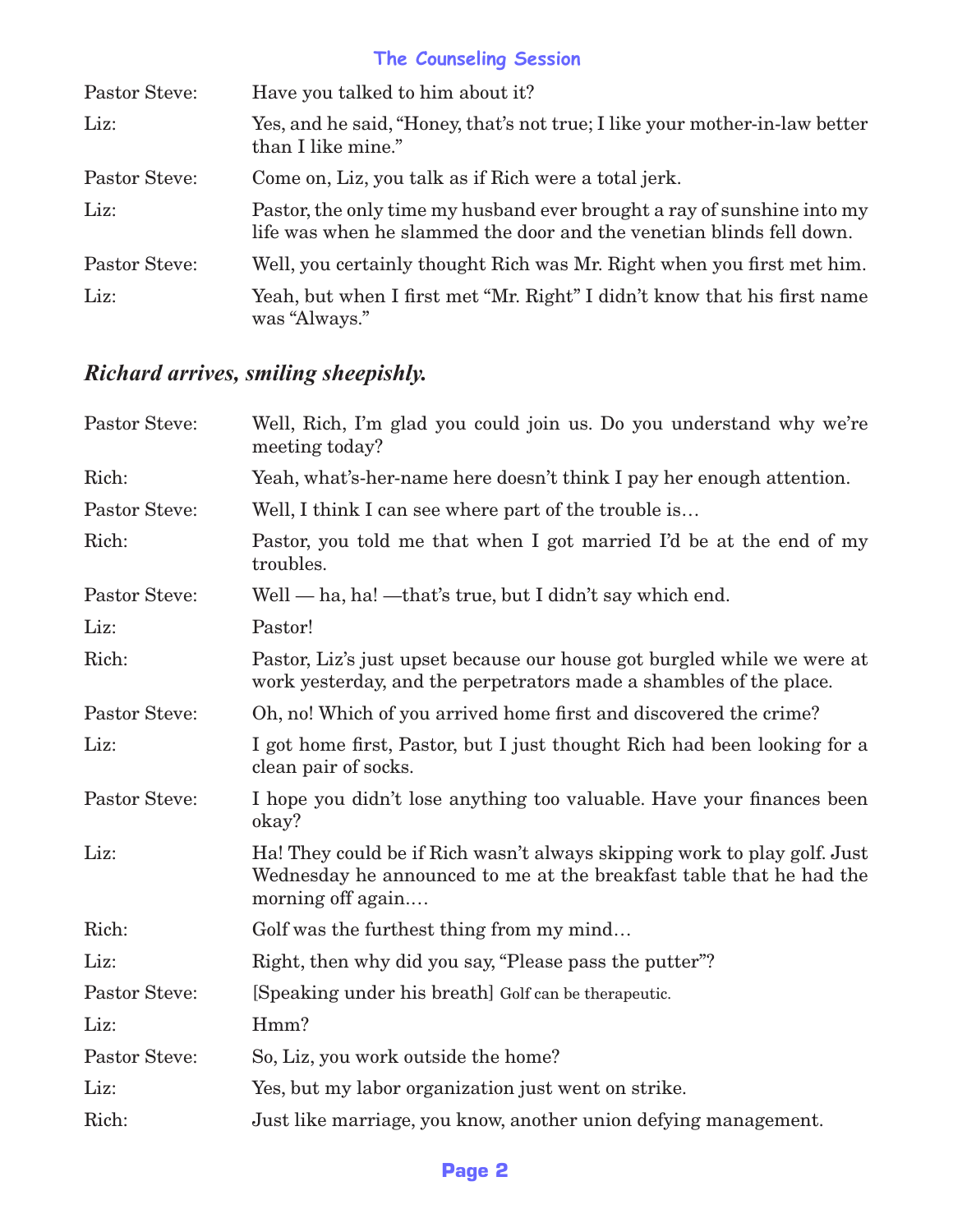| | |
|---|---|
| Pastor Steve: | Have you talked to him about it? |
| Liz: | Yes, and he said, "Honey, that's not true; I like your mother-in-law better than I like mine." |
| Pastor Steve: | Come on, Liz, you talk as if Rich were a total jerk. |
| Liz: | Pastor, the only time my husband ever brought a ray of sunshine into my life was when he slammed the door and the venetian blinds fell down. |
| Pastor Steve: | Well, you certainly thought Rich was Mr. Right when you first met him. |
| Liz: | Yeah, but when I first met "Mr. Right" I didn't know that his first name was "Always." |

### *Richard arrives, smiling sheepishly.*

| | |
|---|---|
| Pastor Steve: | Well, Rich, I'm glad you could join us. Do you understand why we're meeting today? |
| Rich: | Yeah, what's-her-name here doesn't think I pay her enough attention. |
| Pastor Steve: | Well, I think I can see where part of the trouble is… |
| Rich: | Pastor, you told me that when I got married I'd be at the end of my troubles. |
| Pastor Steve: | Well — ha, ha! —that's true, but I didn't say which end. |
| Liz: | Pastor! |
| Rich: | Pastor, Liz's just upset because our house got burgled while we were at work yesterday, and the perpetrators made a shambles of the place. |
| Pastor Steve: | Oh, no! Which of you arrived home first and discovered the crime? |
| Liz: | I got home first, Pastor, but I just thought Rich had been looking for a clean pair of socks. |
| Pastor Steve: | I hope you didn't lose anything too valuable. Have your finances been okay? |
| Liz: | Ha! They could be if Rich wasn't always skipping work to play golf. Just Wednesday he announced to me at the breakfast table that he had the morning off again…. |
| Rich: | Golf was the furthest thing from my mind… |
| Liz: | Right, then why did you say, "Please pass the putter"? |
| Pastor Steve: | [Speaking under his breath] Golf can be therapeutic. |
| Liz: | Hmm? |
| Pastor Steve: | So, Liz, you work outside the home? |
| Liz: | Yes, but my labor organization just went on strike. |
| Rich: | Just like marriage, you know, another union defying management. |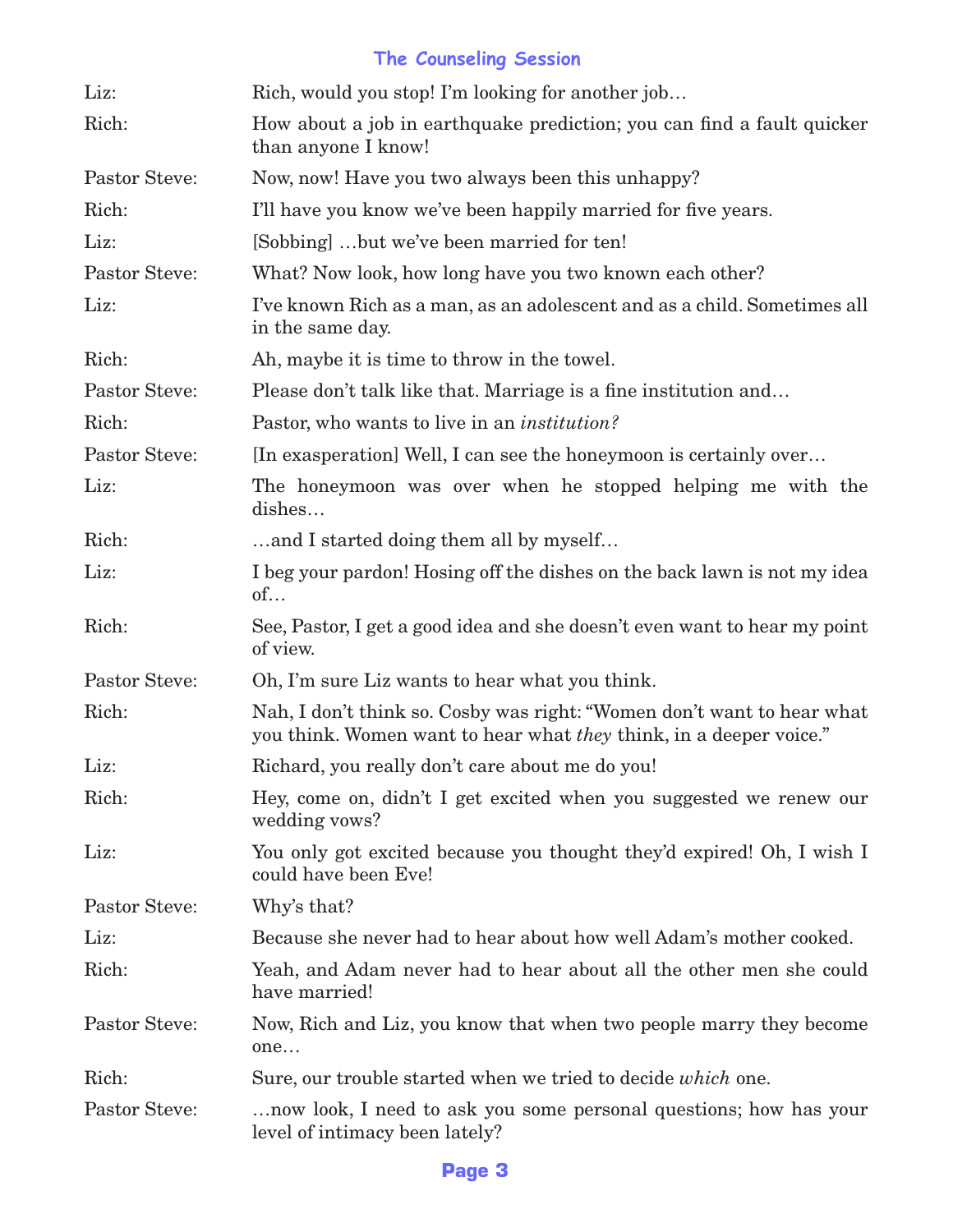## The Counseling Session

**Liz:** Rich, would you stop! I'm looking for another job…

**Rich:** How about a job in earthquake prediction; you can find a fault quicker than anyone I know!

**Pastor Steve:** Now, now! Have you two always been this unhappy?

**Rich:** I'll have you know we've been happily married for five years.

**Liz:** [Sobbing] …but we've been married for ten!

**Pastor Steve:** What? Now look, how long have you two known each other?

**Liz:** I've known Rich as a man, as an adolescent and as a child. Sometimes all in the same day.

**Rich:** Ah, maybe it is time to throw in the towel.

**Pastor Steve:** Please don't talk like that. Marriage is a fine institution and…

**Rich:** Pastor, who wants to live in an *institution?*

**Pastor Steve:** [In exasperation] Well, I can see the honeymoon is certainly over…

**Liz:** The honeymoon was over when he stopped helping me with the dishes…

**Rich:** …and I started doing them all by myself…

**Liz:** I beg your pardon! Hosing off the dishes on the back lawn is not my idea of…

**Rich:** See, Pastor, I get a good idea and she doesn't even want to hear my point of view.

**Pastor Steve:** Oh, I'm sure Liz wants to hear what you think.

**Rich:** Nah, I don't think so. Cosby was right: "Women don't want to hear what you think. Women want to hear what *they* think, in a deeper voice."

**Liz:** Richard, you really don't care about me do you!

**Rich:** Hey, come on, didn't I get excited when you suggested we renew our wedding vows?

**Liz:** You only got excited because you thought they'd expired! Oh, I wish I could have been Eve!

**Pastor Steve:** Why's that?

**Liz:** Because she never had to hear about how well Adam's mother cooked.

**Rich:** Yeah, and Adam never had to hear about all the other men she could have married!

**Pastor Steve:** Now, Rich and Liz, you know that when two people marry they become one…

**Rich:** Sure, our trouble started when we tried to decide *which* one.

**Pastor Steve:** …now look, I need to ask you some personal questions; how has your level of intimacy been lately?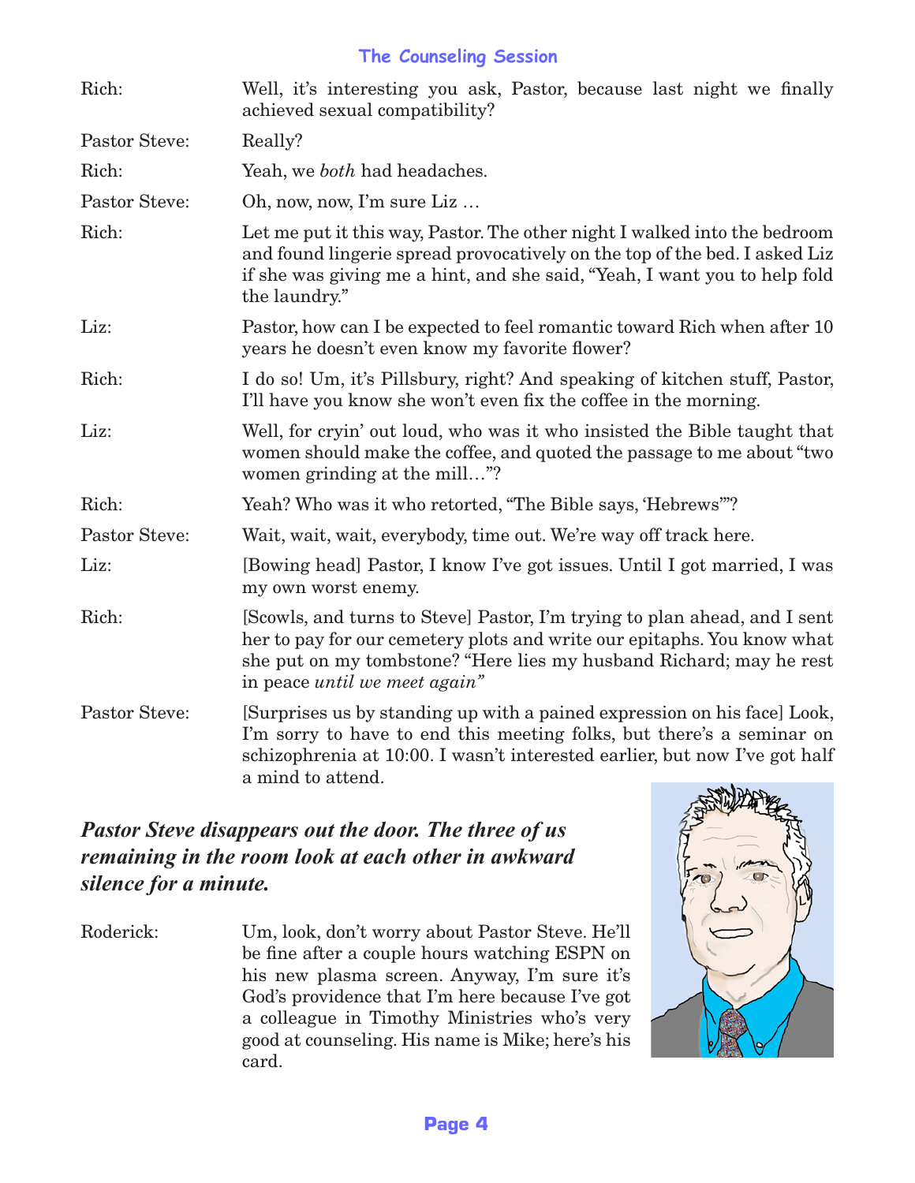## The Counseling Session

| | |
|---|---|
| Rich: | Well, it's interesting you ask, Pastor, because last night we finally achieved sexual compatibility? |
| Pastor Steve: | Really? |
| Rich: | Yeah, we *both* had headaches. |
| Pastor Steve: | Oh, now, now, I'm sure Liz … |
| Rich: | Let me put it this way, Pastor. The other night I walked into the bedroom and found lingerie spread provocatively on the top of the bed. I asked Liz if she was giving me a hint, and she said, "Yeah, I want you to help fold the laundry." |
| Liz: | Pastor, how can I be expected to feel romantic toward Rich when after 10 years he doesn't even know my favorite flower? |
| Rich: | I do so! Um, it's Pillsbury, right? And speaking of kitchen stuff, Pastor, I'll have you know she won't even fix the coffee in the morning. |
| Liz: | Well, for cryin' out loud, who was it who insisted the Bible taught that women should make the coffee, and quoted the passage to me about "two women grinding at the mill…"? |
| Rich: | Yeah? Who was it who retorted, "The Bible says, 'Hebrews'"? |
| Pastor Steve: | Wait, wait, wait, everybody, time out. We're way off track here. |
| Liz: | [Bowing head] Pastor, I know I've got issues. Until I got married, I was my own worst enemy. |
| Rich: | [Scowls, and turns to Steve] Pastor, I'm trying to plan ahead, and I sent her to pay for our cemetery plots and write our epitaphs. You know what she put on my tombstone? "Here lies my husband Richard; may he rest in peace *until we meet again"* |
| Pastor Steve: | [Surprises us by standing up with a pained expression on his face] Look, I'm sorry to have to end this meeting folks, but there's a seminar on schizophrenia at 10:00. I wasn't interested earlier, but now I've got half a mind to attend. |

***Pastor Steve disappears out the door. The three of us remaining in the room look at each other in awkward silence for a minute.***

| | |
|---|---|
| Roderick: | Um, look, don't worry about Pastor Steve. He'll be fine after a couple hours watching ESPN on his new plasma screen. Anyway, I'm sure it's God's providence that I'm here because I've got a colleague in Timothy Ministries who's very good at counseling. His name is Mike; here's his card. |